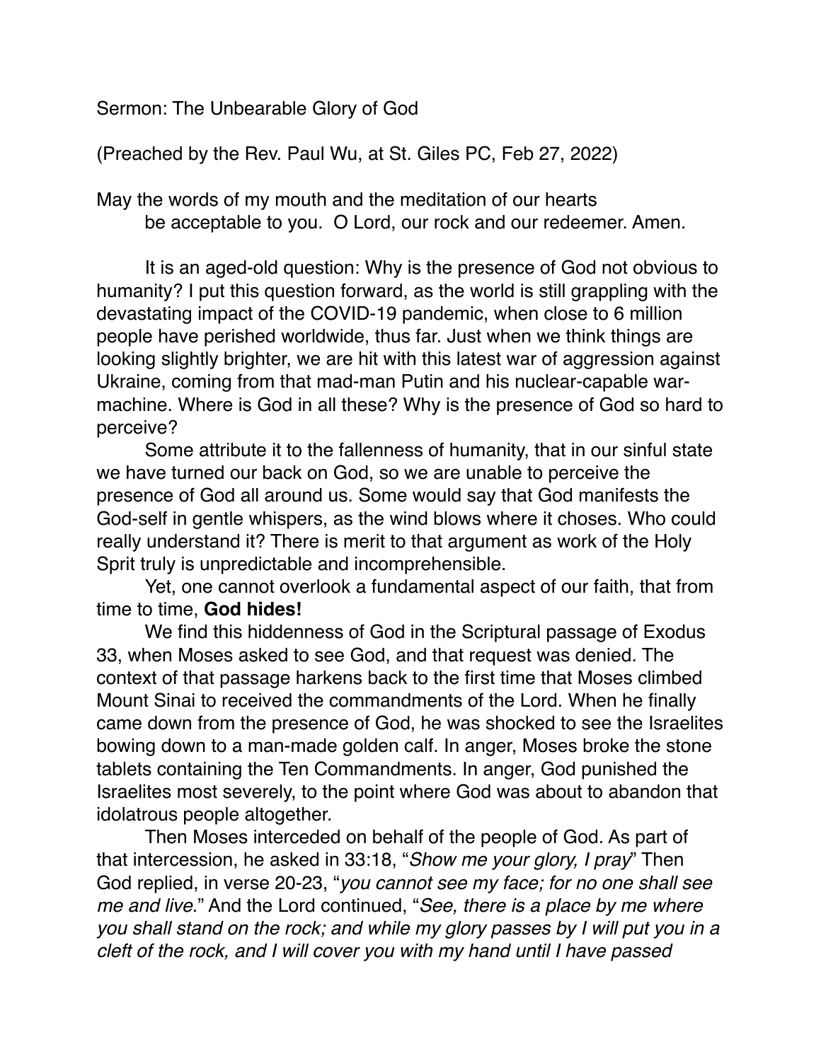Sermon: The Unbearable Glory of God

(Preached by the Rev. Paul Wu, at St. Giles PC, Feb 27, 2022)

May the words of my mouth and the meditation of our hearts
be acceptable to you. O Lord, our rock and our redeemer. Amen.

It is an aged-old question: Why is the presence of God not obvious to humanity? I put this question forward, as the world is still grappling with the devastating impact of the COVID-19 pandemic, when close to 6 million people have perished worldwide, thus far. Just when we think things are looking slightly brighter, we are hit with this latest war of aggression against Ukraine, coming from that mad-man Putin and his nuclear-capable war-machine. Where is God in all these? Why is the presence of God so hard to perceive?

Some attribute it to the fallenness of humanity, that in our sinful state we have turned our back on God, so we are unable to perceive the presence of God all around us. Some would say that God manifests the God-self in gentle whispers, as the wind blows where it choses. Who could really understand it? There is merit to that argument as work of the Holy Sprit truly is unpredictable and incomprehensible.

Yet, one cannot overlook a fundamental aspect of our faith, that from time to time, **God hides!**

We find this hiddenness of God in the Scriptural passage of Exodus 33, when Moses asked to see God, and that request was denied. The context of that passage harkens back to the first time that Moses climbed Mount Sinai to received the commandments of the Lord. When he finally came down from the presence of God, he was shocked to see the Israelites bowing down to a man-made golden calf. In anger, Moses broke the stone tablets containing the Ten Commandments. In anger, God punished the Israelites most severely, to the point where God was about to abandon that idolatrous people altogether.

Then Moses interceded on behalf of the people of God. As part of that intercession, he asked in 33:18, "*Show me your glory, I pray*" Then God replied, in verse 20-23, "*you cannot see my face; for no one shall see me and live*." And the Lord continued, "*See, there is a place by me where you shall stand on the rock; and while my glory passes by I will put you in a cleft of the rock, and I will cover you with my hand until I have passed*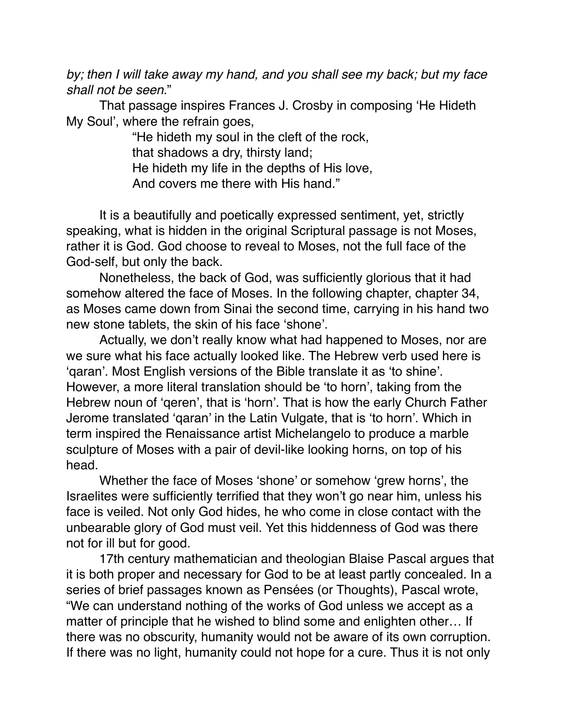*by; then I will take away my hand, and you shall see my back; but my face shall not be seen.*"

That passage inspires Frances J. Crosby in composing 'He Hideth My Soul', where the refrain goes,

> "He hideth my soul in the cleft of the rock,
> that shadows a dry, thirsty land;
> He hideth my life in the depths of His love,
> And covers me there with His hand."

It is a beautifully and poetically expressed sentiment, yet, strictly speaking, what is hidden in the original Scriptural passage is not Moses, rather it is God. God choose to reveal to Moses, not the full face of the God-self, but only the back.

Nonetheless, the back of God, was sufficiently glorious that it had somehow altered the face of Moses. In the following chapter, chapter 34, as Moses came down from Sinai the second time, carrying in his hand two new stone tablets, the skin of his face 'shone'.

Actually, we don't really know what had happened to Moses, nor are we sure what his face actually looked like. The Hebrew verb used here is 'qaran'. Most English versions of the Bible translate it as 'to shine'. However, a more literal translation should be 'to horn', taking from the Hebrew noun of 'qeren', that is 'horn'. That is how the early Church Father Jerome translated 'qaran' in the Latin Vulgate, that is 'to horn'. Which in term inspired the Renaissance artist Michelangelo to produce a marble sculpture of Moses with a pair of devil-like looking horns, on top of his head.

Whether the face of Moses 'shone' or somehow 'grew horns', the Israelites were sufficiently terrified that they won't go near him, unless his face is veiled. Not only God hides, he who come in close contact with the unbearable glory of God must veil. Yet this hiddenness of God was there not for ill but for good.

17th century mathematician and theologian Blaise Pascal argues that it is both proper and necessary for God to be at least partly concealed. In a series of brief passages known as Pensées (or Thoughts), Pascal wrote, "We can understand nothing of the works of God unless we accept as a matter of principle that he wished to blind some and enlighten other… If there was no obscurity, humanity would not be aware of its own corruption. If there was no light, humanity could not hope for a cure. Thus it is not only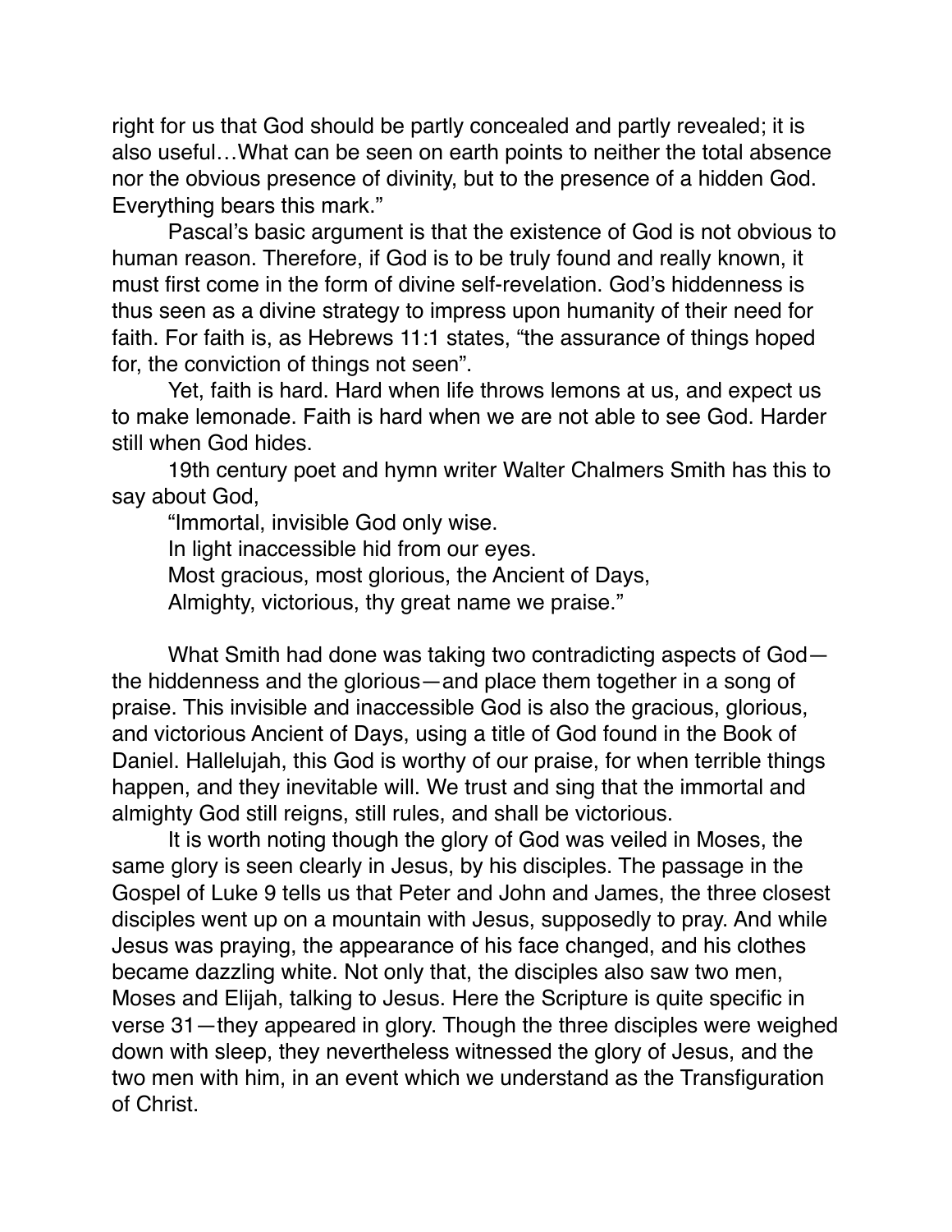right for us that God should be partly concealed and partly revealed; it is also useful…What can be seen on earth points to neither the total absence nor the obvious presence of divinity, but to the presence of a hidden God. Everything bears this mark."

Pascal's basic argument is that the existence of God is not obvious to human reason. Therefore, if God is to be truly found and really known, it must first come in the form of divine self-revelation. God's hiddenness is thus seen as a divine strategy to impress upon humanity of their need for faith. For faith is, as Hebrews 11:1 states, "the assurance of things hoped for, the conviction of things not seen".

Yet, faith is hard. Hard when life throws lemons at us, and expect us to make lemonade. Faith is hard when we are not able to see God. Harder still when God hides.

19th century poet and hymn writer Walter Chalmers Smith has this to say about God,

"Immortal, invisible God only wise.
In light inaccessible hid from our eyes.
Most gracious, most glorious, the Ancient of Days,
Almighty, victorious, thy great name we praise."

What Smith had done was taking two contradicting aspects of God—the hiddenness and the glorious—and place them together in a song of praise. This invisible and inaccessible God is also the gracious, glorious, and victorious Ancient of Days, using a title of God found in the Book of Daniel. Hallelujah, this God is worthy of our praise, for when terrible things happen, and they inevitable will. We trust and sing that the immortal and almighty God still reigns, still rules, and shall be victorious.

It is worth noting though the glory of God was veiled in Moses, the same glory is seen clearly in Jesus, by his disciples. The passage in the Gospel of Luke 9 tells us that Peter and John and James, the three closest disciples went up on a mountain with Jesus, supposedly to pray. And while Jesus was praying, the appearance of his face changed, and his clothes became dazzling white. Not only that, the disciples also saw two men, Moses and Elijah, talking to Jesus. Here the Scripture is quite specific in verse 31—they appeared in glory. Though the three disciples were weighed down with sleep, they nevertheless witnessed the glory of Jesus, and the two men with him, in an event which we understand as the Transfiguration of Christ.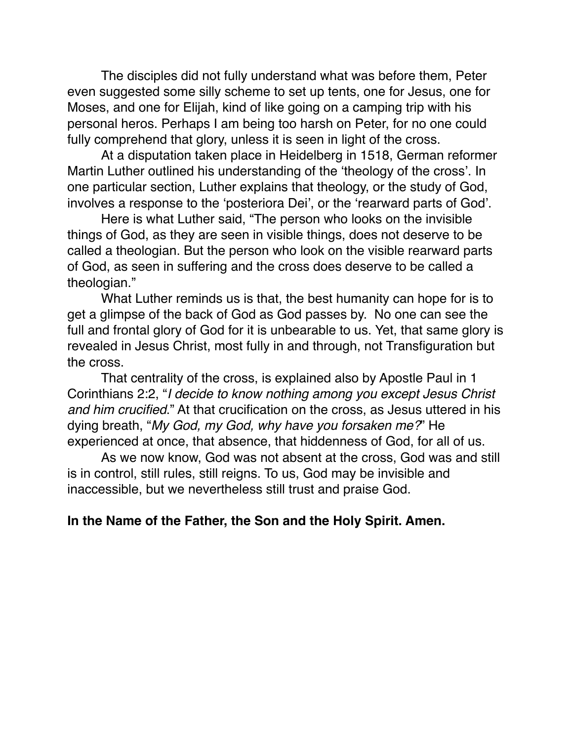The disciples did not fully understand what was before them, Peter even suggested some silly scheme to set up tents, one for Jesus, one for Moses, and one for Elijah, kind of like going on a camping trip with his personal heros. Perhaps I am being too harsh on Peter, for no one could fully comprehend that glory, unless it is seen in light of the cross.

At a disputation taken place in Heidelberg in 1518, German reformer Martin Luther outlined his understanding of the 'theology of the cross'. In one particular section, Luther explains that theology, or the study of God, involves a response to the 'posteriora Dei', or the 'rearward parts of God'.

Here is what Luther said, "The person who looks on the invisible things of God, as they are seen in visible things, does not deserve to be called a theologian. But the person who look on the visible rearward parts of God, as seen in suffering and the cross does deserve to be called a theologian."

What Luther reminds us is that, the best humanity can hope for is to get a glimpse of the back of God as God passes by. No one can see the full and frontal glory of God for it is unbearable to us. Yet, that same glory is revealed in Jesus Christ, most fully in and through, not Transfiguration but the cross.

That centrality of the cross, is explained also by Apostle Paul in 1 Corinthians 2:2, "*I decide to know nothing among you except Jesus Christ and him crucified*." At that crucification on the cross, as Jesus uttered in his dying breath, "*My God, my God, why have you forsaken me?*" He experienced at once, that absence, that hiddenness of God, for all of us.

As we now know, God was not absent at the cross, God was and still is in control, still rules, still reigns. To us, God may be invisible and inaccessible, but we nevertheless still trust and praise God.

**In the Name of the Father, the Son and the Holy Spirit. Amen.**